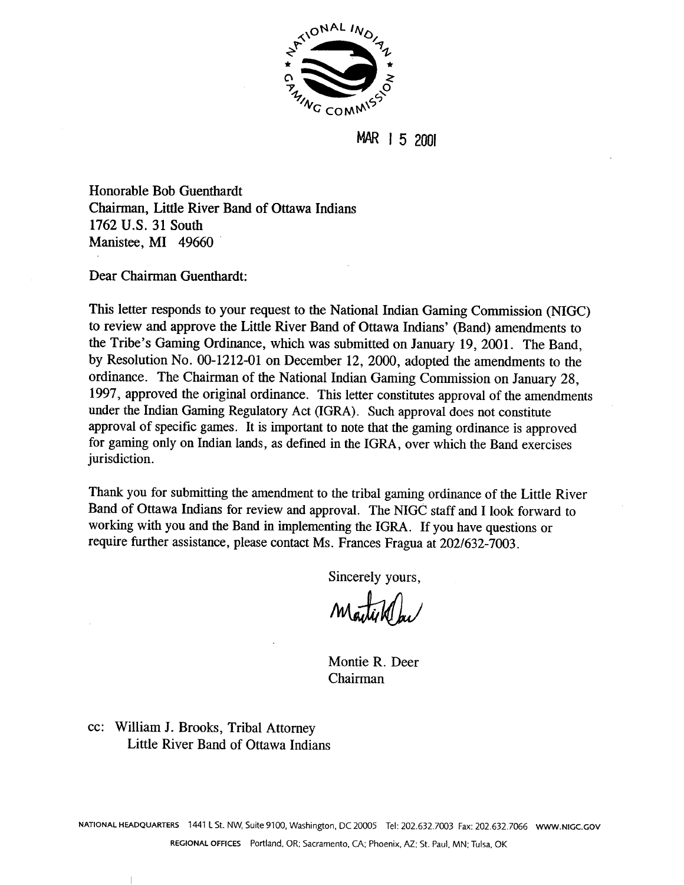NATIONAL INDIAN GAMING COMMISSION

MAR 15 2001

Honorable Bob Guenthardt
Chairman, Little River Band of Ottawa Indians
1762 U.S. 31 South
Manistee, MI 49660

Dear Chairman Guenthardt:

This letter responds to your request to the National Indian Gaming Commission (NIGC) to review and approve the Little River Band of Ottawa Indians' (Band) amendments to the Tribe's Gaming Ordinance, which was submitted on January 19, 2001. The Band, by Resolution No. 00-1212-01 on December 12, 2000, adopted the amendments to the ordinance. The Chairman of the National Indian Gaming Commission on January 28, 1997, approved the original ordinance. This letter constitutes approval of the amendments under the Indian Gaming Regulatory Act (IGRA). Such approval does not constitute approval of specific games. It is important to note that the gaming ordinance is approved for gaming only on Indian lands, as defined in the IGRA, over which the Band exercises jurisdiction.

Thank you for submitting the amendment to the tribal gaming ordinance of the Little River Band of Ottawa Indians for review and approval. The NIGC staff and I look forward to working with you and the Band in implementing the IGRA. If you have questions or require further assistance, please contact Ms. Frances Fragua at 202/632-7003.

Sincerely yours,

Montie R. Deer
Chairman

cc: William J. Brooks, Tribal Attorney
Little River Band of Ottawa Indians

NATIONAL HEADQUARTERS 1441 L St. NW, Suite 9100, Washington, DC 20005 Tel: 202.632.7003 Fax: 202.632.7066 WWW.NIGC.GOV
REGIONAL OFFICES Portland, OR; Sacramento, CA; Phoenix, AZ; St. Paul, MN; Tulsa, OK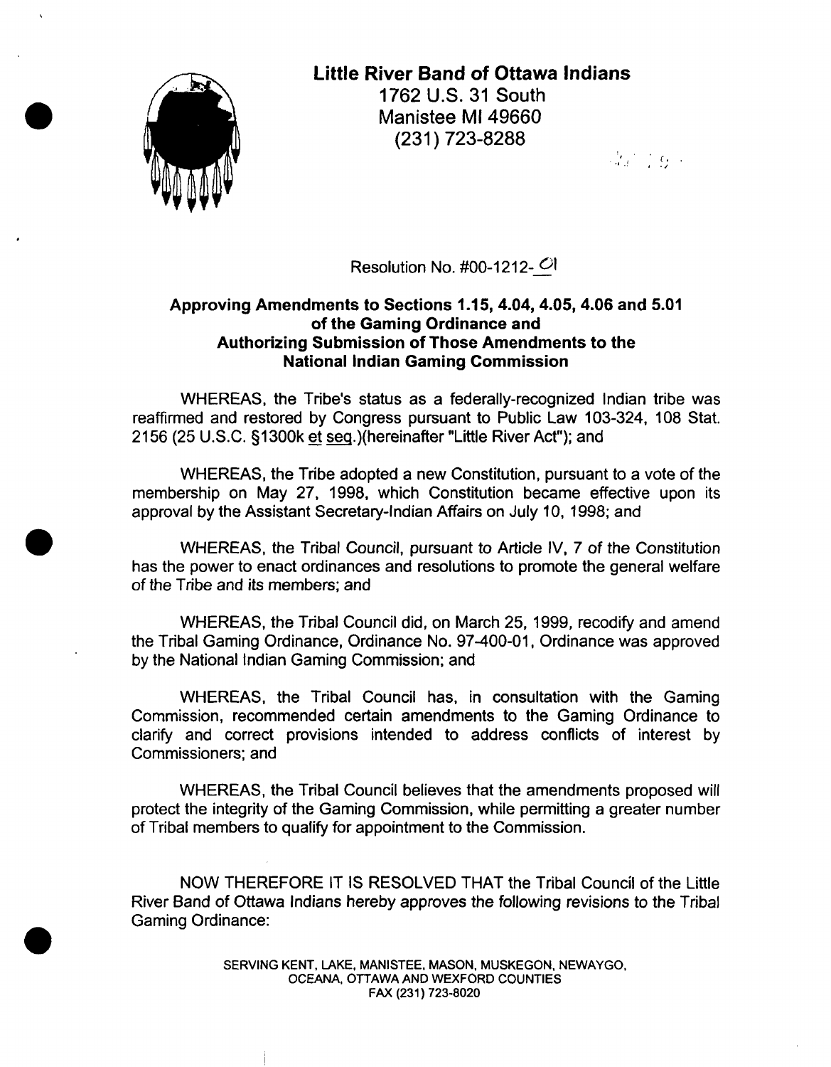# Little River Band of Ottawa Indians

1762 U.S. 31 South
Manistee MI 49660
(231) 723-8288

Resolution No. #00-1212-01

## Approving Amendments to Sections 1.15, 4.04, 4.05, 4.06 and 5.01 of the Gaming Ordinance and Authorizing Submission of Those Amendments to the National Indian Gaming Commission

WHEREAS, the Tribe's status as a federally-recognized Indian tribe was reaffirmed and restored by Congress pursuant to Public Law 103-324, 108 Stat. 2156 (25 U.S.C. §1300k et seq.)(hereinafter "Little River Act"); and

WHEREAS, the Tribe adopted a new Constitution, pursuant to a vote of the membership on May 27, 1998, which Constitution became effective upon its approval by the Assistant Secretary-Indian Affairs on July 10, 1998; and

WHEREAS, the Tribal Council, pursuant to Article IV, 7 of the Constitution has the power to enact ordinances and resolutions to promote the general welfare of the Tribe and its members; and

WHEREAS, the Tribal Council did, on March 25, 1999, recodify and amend the Tribal Gaming Ordinance, Ordinance No. 97-400-01, Ordinance was approved by the National Indian Gaming Commission; and

WHEREAS, the Tribal Council has, in consultation with the Gaming Commission, recommended certain amendments to the Gaming Ordinance to clarify and correct provisions intended to address conflicts of interest by Commissioners; and

WHEREAS, the Tribal Council believes that the amendments proposed will protect the integrity of the Gaming Commission, while permitting a greater number of Tribal members to qualify for appointment to the Commission.

NOW THEREFORE IT IS RESOLVED THAT the Tribal Council of the Little River Band of Ottawa Indians hereby approves the following revisions to the Tribal Gaming Ordinance:

SERVING KENT, LAKE, MANISTEE, MASON, MUSKEGON, NEWAYGO, OCEANA, OTTAWA AND WEXFORD COUNTIES
FAX (231) 723-8020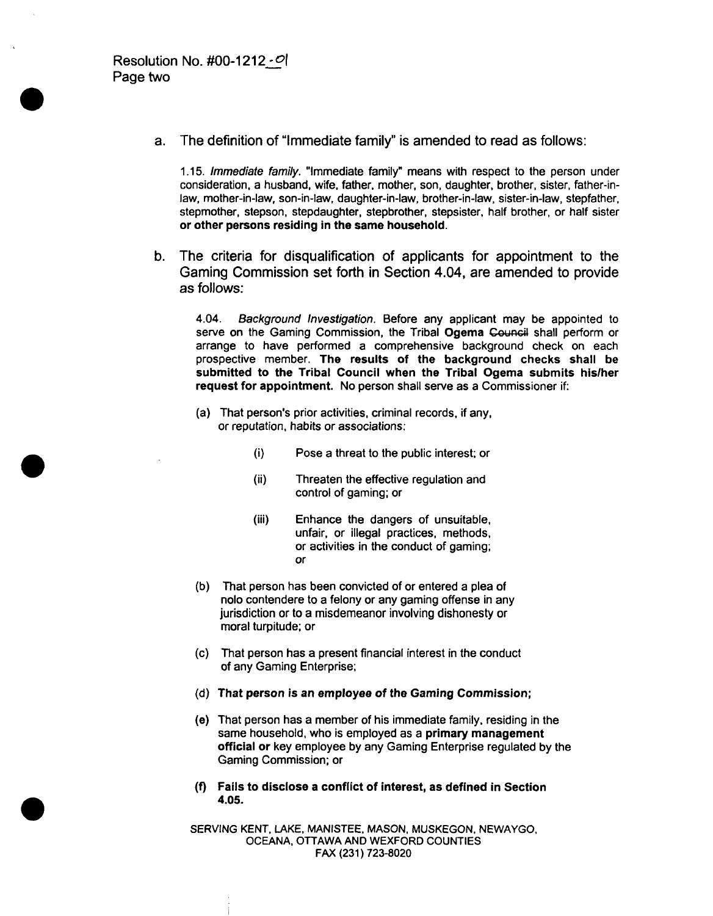Resolution No. #00-1212-01
Page two

a. The definition of "Immediate family" is amended to read as follows:

1.15. *Immediate family.* "Immediate family" means with respect to the person under consideration, a husband, wife, father, mother, son, daughter, brother, sister, father-in-law, mother-in-law, son-in-law, daughter-in-law, brother-in-law, sister-in-law, stepfather, stepmother, stepson, stepdaughter, stepbrother, stepsister, half brother, or half sister **or other persons residing in the same household**.

b. The criteria for disqualification of applicants for appointment to the Gaming Commission set forth in Section 4.04, are amended to provide as follows:

4.04. *Background Investigation.* Before any applicant may be appointed to serve on the Gaming Commission, the Tribal **Ogema** ~~Council~~ shall perform or arrange to have performed a comprehensive background check on each prospective member. **The results of the background checks shall be submitted to the Tribal Council when the Tribal Ogema submits his/her request for appointment.** No person shall serve as a Commissioner if:

(a) That person's prior activities, criminal records, if any, or reputation, habits or associations:

- (i) Pose a threat to the public interest; or
- (ii) Threaten the effective regulation and control of gaming; or
- (iii) Enhance the dangers of unsuitable, unfair, or illegal practices, methods, or activities in the conduct of gaming; or

(b) That person has been convicted of or entered a plea of nolo contendere to a felony or any gaming offense in any jurisdiction or to a misdemeanor involving dishonesty or moral turpitude; or

(c) That person has a present financial interest in the conduct of any Gaming Enterprise;

(d) **That person is an employee of the Gaming Commission;**

(e) That person has a member of his immediate family, residing in the same household, who is employed as a **primary management official or** key employee by any Gaming Enterprise regulated by the Gaming Commission; or

(f) **Fails to disclose a conflict of interest, as defined in Section 4.05.**

SERVING KENT, LAKE, MANISTEE, MASON, MUSKEGON, NEWAYGO, OCEANA, OTTAWA AND WEXFORD COUNTIES
FAX (231) 723-8020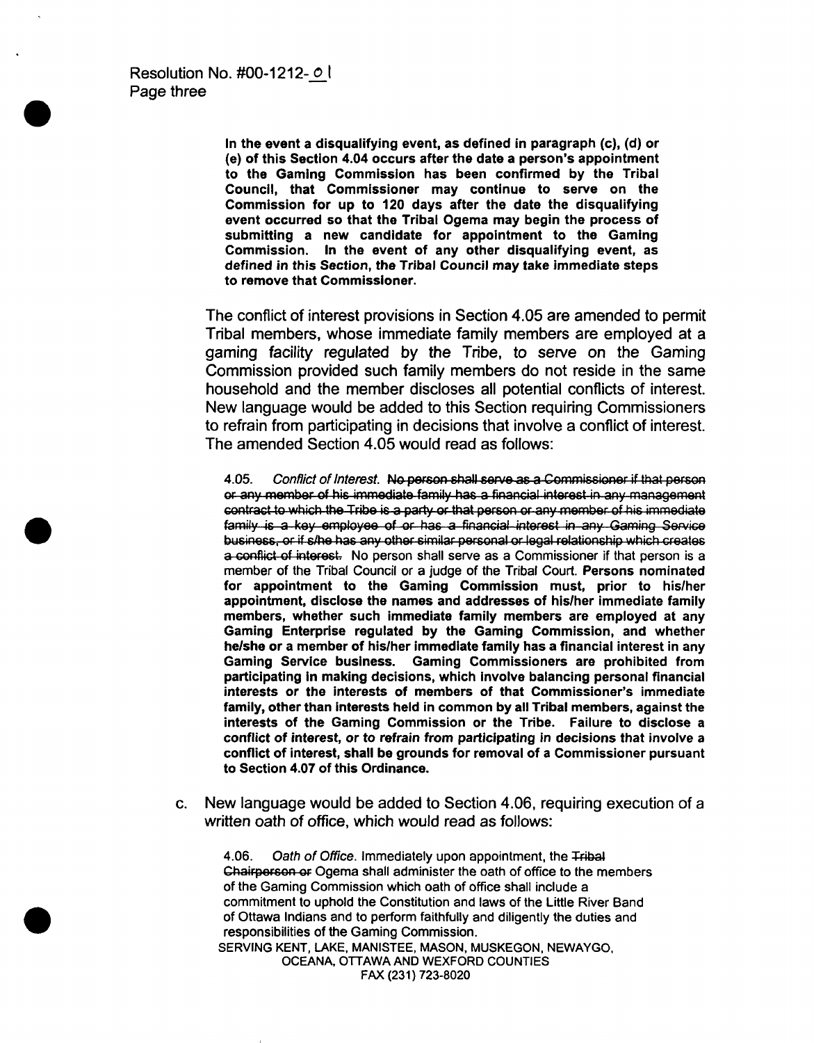Resolution No. #00-1212-01
Page three

**In the event a disqualifying event, as defined in paragraph (c), (d) or (e) of this Section 4.04 occurs after the date a person's appointment to the Gaming Commission has been confirmed by the Tribal Council, that Commissioner may continue to serve on the Commission for up to 120 days after the date the disqualifying event occurred so that the Tribal Ogema may begin the process of submitting a new candidate for appointment to the Gaming Commission. In the event of any other disqualifying event, as defined in this Section, the Tribal Council may take immediate steps to remove that Commissioner.**

The conflict of interest provisions in Section 4.05 are amended to permit Tribal members, whose immediate family members are employed at a gaming facility regulated by the Tribe, to serve on the Gaming Commission provided such family members do not reside in the same household and the member discloses all potential conflicts of interest. New language would be added to this Section requiring Commissioners to refrain from participating in decisions that involve a conflict of interest. The amended Section 4.05 would read as follows:

4.05. *Conflict of Interest.* ~~No person shall serve as a Commissioner if that person or any member of his immediate family has a financial interest in any management contract to which the Tribe is a party or that person or any member of his immediate family is a key employee of or has a financial interest in any Gaming Service business, or if s/he has any other similar personal or legal relationship which creates a conflict of interest.~~ No person shall serve as a Commissioner if that person is a member of the Tribal Council or a judge of the Tribal Court. **Persons nominated for appointment to the Gaming Commission must, prior to his/her appointment, disclose the names and addresses of his/her immediate family members, whether such immediate family members are employed at any Gaming Enterprise regulated by the Gaming Commission, and whether he/she or a member of his/her immediate family has a financial interest in any Gaming Service business. Gaming Commissioners are prohibited from participating in making decisions, which involve balancing personal financial interests or the interests of members of that Commissioner's immediate family, other than interests held in common by all Tribal members, against the interests of the Gaming Commission or the Tribe. Failure to disclose a conflict of interest, or to refrain from participating in decisions that involve a conflict of interest, shall be grounds for removal of a Commissioner pursuant to Section 4.07 of this Ordinance.**

c. New language would be added to Section 4.06, requiring execution of a written oath of office, which would read as follows:

4.06. *Oath of Office.* Immediately upon appointment, the ~~Tribal Chairperson or~~ Ogema shall administer the oath of office to the members of the Gaming Commission which oath of office shall include a commitment to uphold the Constitution and laws of the Little River Band of Ottawa Indians and to perform faithfully and diligently the duties and responsibilities of the Gaming Commission.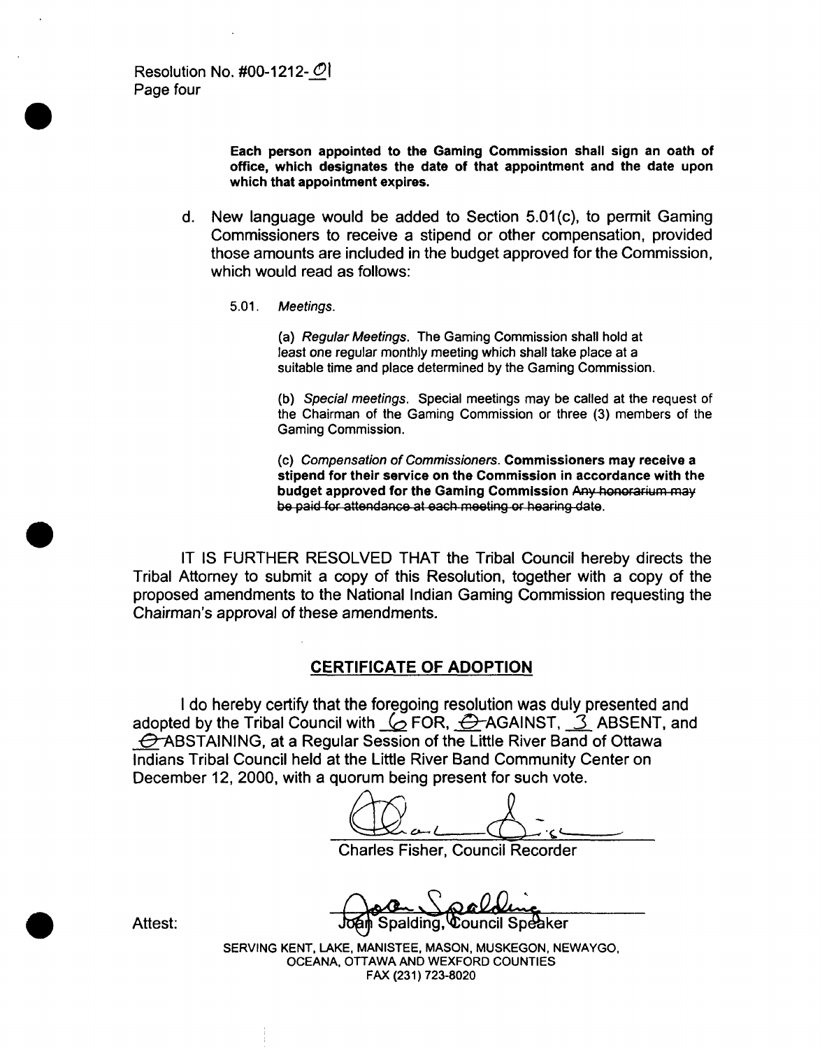Resolution No. #00-1212-01
Page four

**Each person appointed to the Gaming Commission shall sign an oath of office, which designates the date of that appointment and the date upon which that appointment expires.**

d. New language would be added to Section 5.01(c), to permit Gaming Commissioners to receive a stipend or other compensation, provided those amounts are included in the budget approved for the Commission, which would read as follows:

5.01. *Meetings.*

(a) *Regular Meetings.* The Gaming Commission shall hold at least one regular monthly meeting which shall take place at a suitable time and place determined by the Gaming Commission.

(b) *Special meetings.* Special meetings may be called at the request of the Chairman of the Gaming Commission or three (3) members of the Gaming Commission.

(c) *Compensation of Commissioners.* **Commissioners may receive a stipend for their service on the Commission in accordance with the budget approved for the Gaming Commission** ~~Any honorarium may be paid for attendance at each meeting or hearing date~~.

IT IS FURTHER RESOLVED THAT the Tribal Council hereby directs the Tribal Attorney to submit a copy of this Resolution, together with a copy of the proposed amendments to the National Indian Gaming Commission requesting the Chairman's approval of these amendments.

## CERTIFICATE OF ADOPTION

I do hereby certify that the foregoing resolution was duly presented and adopted by the Tribal Council with 6 FOR, 0 AGAINST, 3 ABSENT, and 0 ABSTAINING, at a Regular Session of the Little River Band of Ottawa Indians Tribal Council held at the Little River Band Community Center on December 12, 2000, with a quorum being present for such vote.

Charles Fisher, Council Recorder

Attest:

Joan Spalding, Council Speaker

SERVING KENT, LAKE, MANISTEE, MASON, MUSKEGON, NEWAYGO, OCEANA, OTTAWA AND WEXFORD COUNTIES
FAX (231) 723-8020